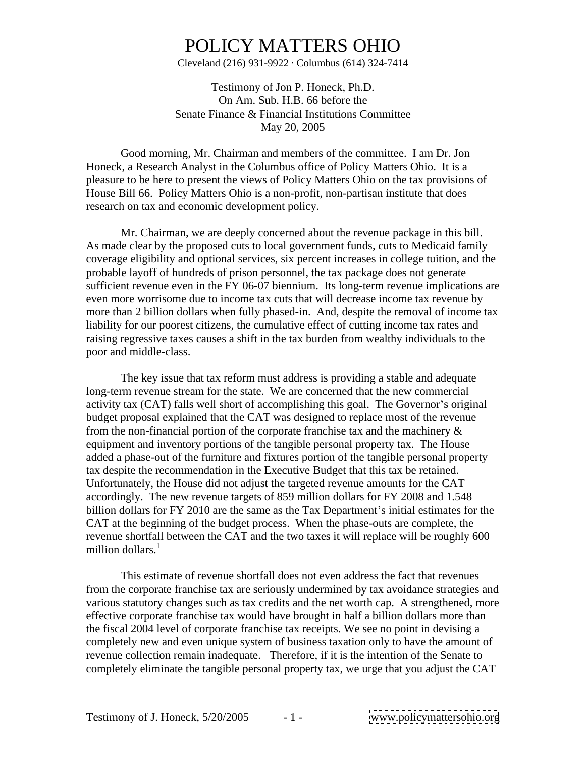# POLICY MATTERS OHIO

Cleveland (216) 931-9922 · Columbus (614) 324-7414

Testimony of Jon P. Honeck, Ph.D.
On Am. Sub. H.B. 66 before the
Senate Finance & Financial Institutions Committee
May 20, 2005

Good morning, Mr. Chairman and members of the committee. I am Dr. Jon Honeck, a Research Analyst in the Columbus office of Policy Matters Ohio. It is a pleasure to be here to present the views of Policy Matters Ohio on the tax provisions of House Bill 66. Policy Matters Ohio is a non-profit, non-partisan institute that does research on tax and economic development policy.

Mr. Chairman, we are deeply concerned about the revenue package in this bill. As made clear by the proposed cuts to local government funds, cuts to Medicaid family coverage eligibility and optional services, six percent increases in college tuition, and the probable layoff of hundreds of prison personnel, the tax package does not generate sufficient revenue even in the FY 06-07 biennium. Its long-term revenue implications are even more worrisome due to income tax cuts that will decrease income tax revenue by more than 2 billion dollars when fully phased-in. And, despite the removal of income tax liability for our poorest citizens, the cumulative effect of cutting income tax rates and raising regressive taxes causes a shift in the tax burden from wealthy individuals to the poor and middle-class.

The key issue that tax reform must address is providing a stable and adequate long-term revenue stream for the state. We are concerned that the new commercial activity tax (CAT) falls well short of accomplishing this goal. The Governor's original budget proposal explained that the CAT was designed to replace most of the revenue from the non-financial portion of the corporate franchise tax and the machinery & equipment and inventory portions of the tangible personal property tax. The House added a phase-out of the furniture and fixtures portion of the tangible personal property tax despite the recommendation in the Executive Budget that this tax be retained. Unfortunately, the House did not adjust the targeted revenue amounts for the CAT accordingly. The new revenue targets of 859 million dollars for FY 2008 and 1.548 billion dollars for FY 2010 are the same as the Tax Department's initial estimates for the CAT at the beginning of the budget process. When the phase-outs are complete, the revenue shortfall between the CAT and the two taxes it will replace will be roughly 600 million dollars.[1]

This estimate of revenue shortfall does not even address the fact that revenues from the corporate franchise tax are seriously undermined by tax avoidance strategies and various statutory changes such as tax credits and the net worth cap. A strengthened, more effective corporate franchise tax would have brought in half a billion dollars more than the fiscal 2004 level of corporate franchise tax receipts. We see no point in devising a completely new and even unique system of business taxation only to have the amount of revenue collection remain inadequate. Therefore, if it is the intention of the Senate to completely eliminate the tangible personal property tax, we urge that you adjust the CAT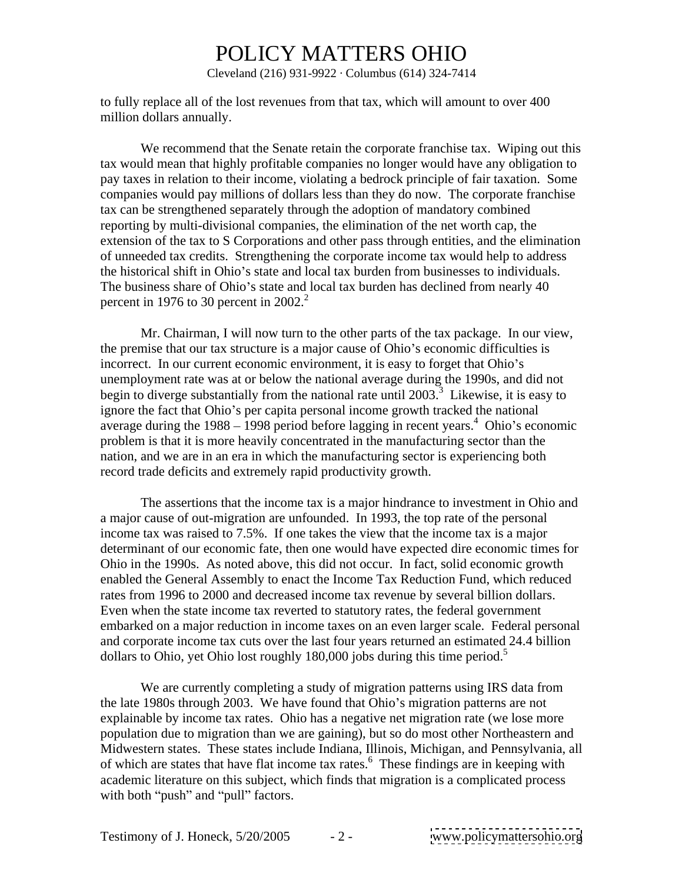to fully replace all of the lost revenues from that tax, which will amount to over 400 million dollars annually.

We recommend that the Senate retain the corporate franchise tax. Wiping out this tax would mean that highly profitable companies no longer would have any obligation to pay taxes in relation to their income, violating a bedrock principle of fair taxation. Some companies would pay millions of dollars less than they do now. The corporate franchise tax can be strengthened separately through the adoption of mandatory combined reporting by multi-divisional companies, the elimination of the net worth cap, the extension of the tax to S Corporations and other pass through entities, and the elimination of unneeded tax credits. Strengthening the corporate income tax would help to address the historical shift in Ohio's state and local tax burden from businesses to individuals. The business share of Ohio's state and local tax burden has declined from nearly 40 percent in 1976 to 30 percent in 2002.[2]

Mr. Chairman, I will now turn to the other parts of the tax package. In our view, the premise that our tax structure is a major cause of Ohio's economic difficulties is incorrect. In our current economic environment, it is easy to forget that Ohio's unemployment rate was at or below the national average during the 1990s, and did not begin to diverge substantially from the national rate until 2003.[3] Likewise, it is easy to ignore the fact that Ohio's per capita personal income growth tracked the national average during the 1988 – 1998 period before lagging in recent years.[4] Ohio's economic problem is that it is more heavily concentrated in the manufacturing sector than the nation, and we are in an era in which the manufacturing sector is experiencing both record trade deficits and extremely rapid productivity growth.

The assertions that the income tax is a major hindrance to investment in Ohio and a major cause of out-migration are unfounded. In 1993, the top rate of the personal income tax was raised to 7.5%. If one takes the view that the income tax is a major determinant of our economic fate, then one would have expected dire economic times for Ohio in the 1990s. As noted above, this did not occur. In fact, solid economic growth enabled the General Assembly to enact the Income Tax Reduction Fund, which reduced rates from 1996 to 2000 and decreased income tax revenue by several billion dollars. Even when the state income tax reverted to statutory rates, the federal government embarked on a major reduction in income taxes on an even larger scale. Federal personal and corporate income tax cuts over the last four years returned an estimated 24.4 billion dollars to Ohio, yet Ohio lost roughly 180,000 jobs during this time period.[5]

We are currently completing a study of migration patterns using IRS data from the late 1980s through 2003. We have found that Ohio's migration patterns are not explainable by income tax rates. Ohio has a negative net migration rate (we lose more population due to migration than we are gaining), but so do most other Northeastern and Midwestern states. These states include Indiana, Illinois, Michigan, and Pennsylvania, all of which are states that have flat income tax rates.[6] These findings are in keeping with academic literature on this subject, which finds that migration is a complicated process with both "push" and "pull" factors.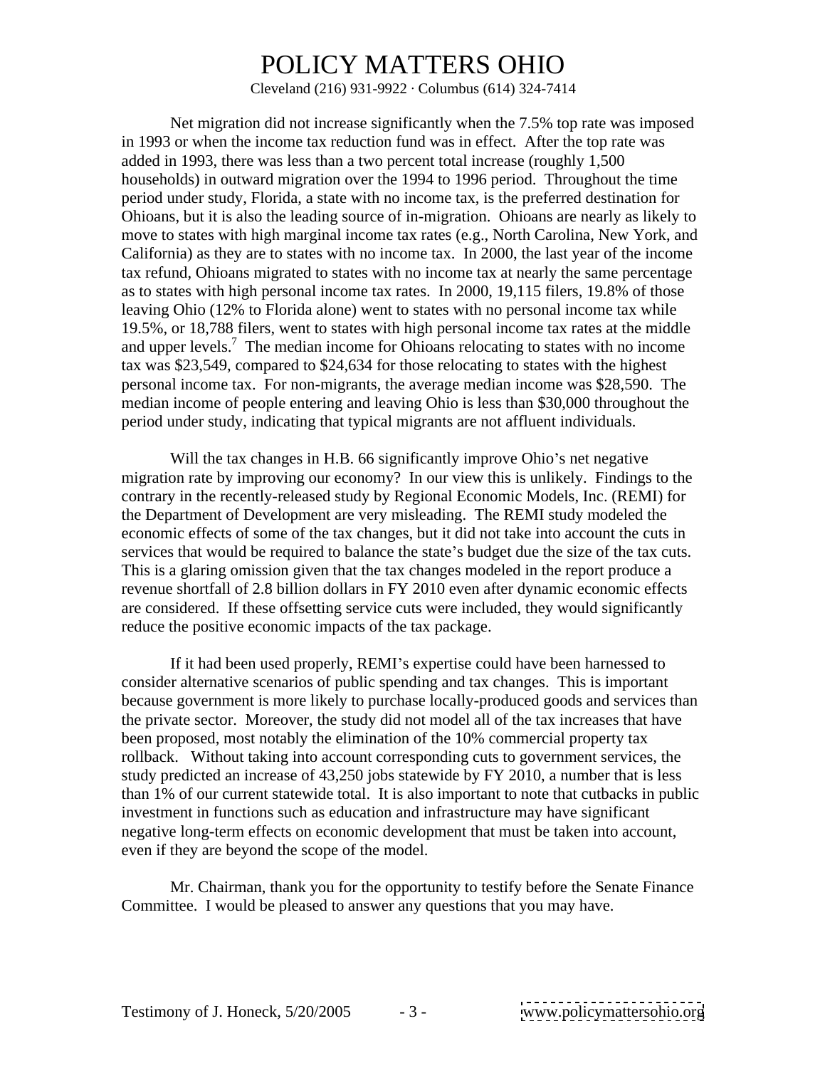Net migration did not increase significantly when the 7.5% top rate was imposed in 1993 or when the income tax reduction fund was in effect. After the top rate was added in 1993, there was less than a two percent total increase (roughly 1,500 households) in outward migration over the 1994 to 1996 period. Throughout the time period under study, Florida, a state with no income tax, is the preferred destination for Ohioans, but it is also the leading source of in-migration. Ohioans are nearly as likely to move to states with high marginal income tax rates (e.g., North Carolina, New York, and California) as they are to states with no income tax. In 2000, the last year of the income tax refund, Ohioans migrated to states with no income tax at nearly the same percentage as to states with high personal income tax rates. In 2000, 19,115 filers, 19.8% of those leaving Ohio (12% to Florida alone) went to states with no personal income tax while 19.5%, or 18,788 filers, went to states with high personal income tax rates at the middle and upper levels.[7] The median income for Ohioans relocating to states with no income tax was $23,549, compared to $24,634 for those relocating to states with the highest personal income tax. For non-migrants, the average median income was $28,590. The median income of people entering and leaving Ohio is less than $30,000 throughout the period under study, indicating that typical migrants are not affluent individuals.

Will the tax changes in H.B. 66 significantly improve Ohio's net negative migration rate by improving our economy? In our view this is unlikely. Findings to the contrary in the recently-released study by Regional Economic Models, Inc. (REMI) for the Department of Development are very misleading. The REMI study modeled the economic effects of some of the tax changes, but it did not take into account the cuts in services that would be required to balance the state's budget due the size of the tax cuts. This is a glaring omission given that the tax changes modeled in the report produce a revenue shortfall of 2.8 billion dollars in FY 2010 even after dynamic economic effects are considered. If these offsetting service cuts were included, they would significantly reduce the positive economic impacts of the tax package.

If it had been used properly, REMI's expertise could have been harnessed to consider alternative scenarios of public spending and tax changes. This is important because government is more likely to purchase locally-produced goods and services than the private sector. Moreover, the study did not model all of the tax increases that have been proposed, most notably the elimination of the 10% commercial property tax rollback. Without taking into account corresponding cuts to government services, the study predicted an increase of 43,250 jobs statewide by FY 2010, a number that is less than 1% of our current statewide total. It is also important to note that cutbacks in public investment in functions such as education and infrastructure may have significant negative long-term effects on economic development that must be taken into account, even if they are beyond the scope of the model.

Mr. Chairman, thank you for the opportunity to testify before the Senate Finance Committee. I would be pleased to answer any questions that you may have.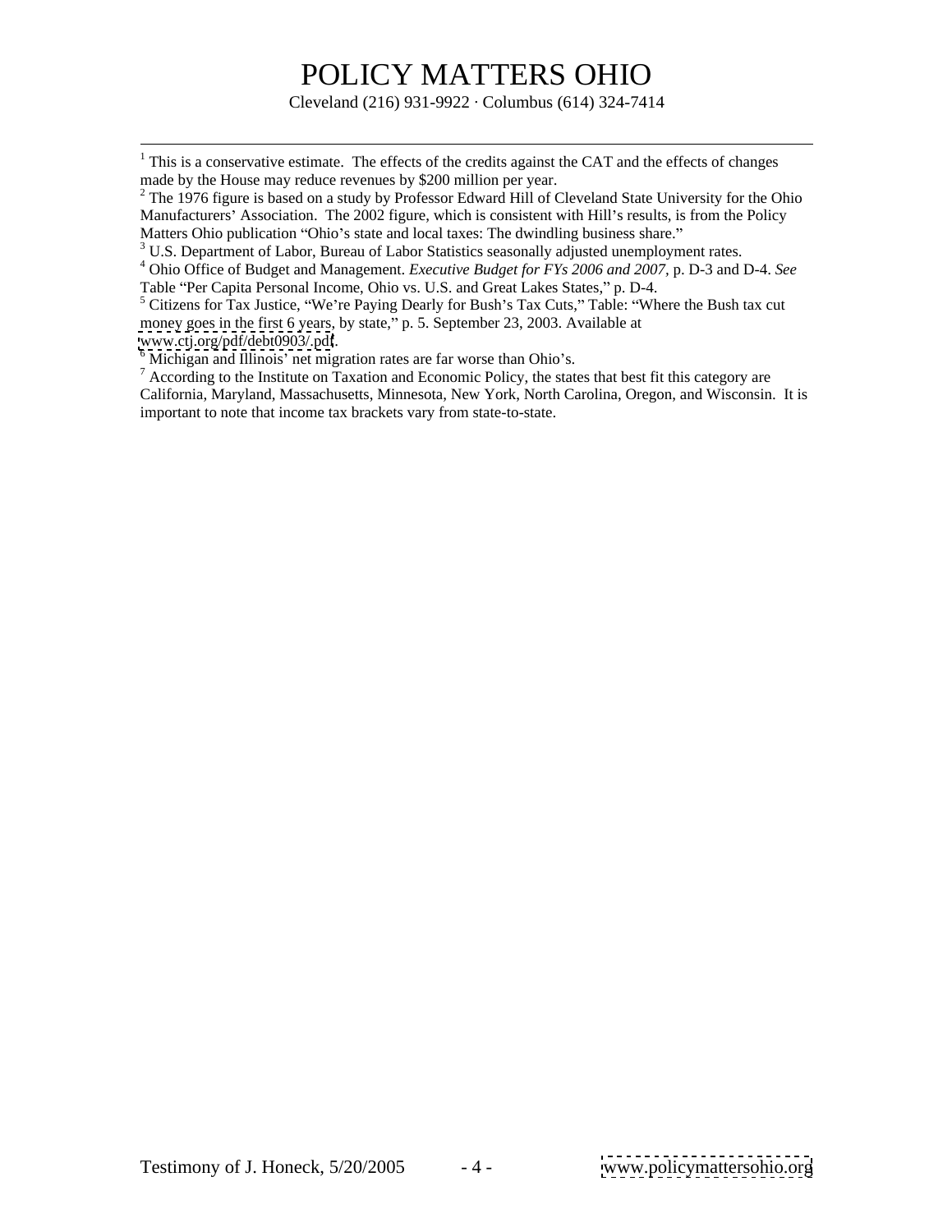[1] This is a conservative estimate. The effects of the credits against the CAT and the effects of changes made by the House may reduce revenues by $200 million per year.

[2] The 1976 figure is based on a study by Professor Edward Hill of Cleveland State University for the Ohio Manufacturers' Association. The 2002 figure, which is consistent with Hill's results, is from the Policy Matters Ohio publication "Ohio's state and local taxes: The dwindling business share."

[3] U.S. Department of Labor, Bureau of Labor Statistics seasonally adjusted unemployment rates.

[4] Ohio Office of Budget and Management. *Executive Budget for FYs 2006 and 2007*, p. D-3 and D-4. *See* Table "Per Capita Personal Income, Ohio vs. U.S. and Great Lakes States," p. D-4.

[5] Citizens for Tax Justice, "We're Paying Dearly for Bush's Tax Cuts," Table: "Where the Bush tax cut money goes in the first 6 years, by state," p. 5. September 23, 2003. Available at www.ctj.org/pdf/debt0903/.pdf.

[6] Michigan and Illinois' net migration rates are far worse than Ohio's.

[7] According to the Institute on Taxation and Economic Policy, the states that best fit this category are California, Maryland, Massachusetts, Minnesota, New York, North Carolina, Oregon, and Wisconsin. It is important to note that income tax brackets vary from state-to-state.